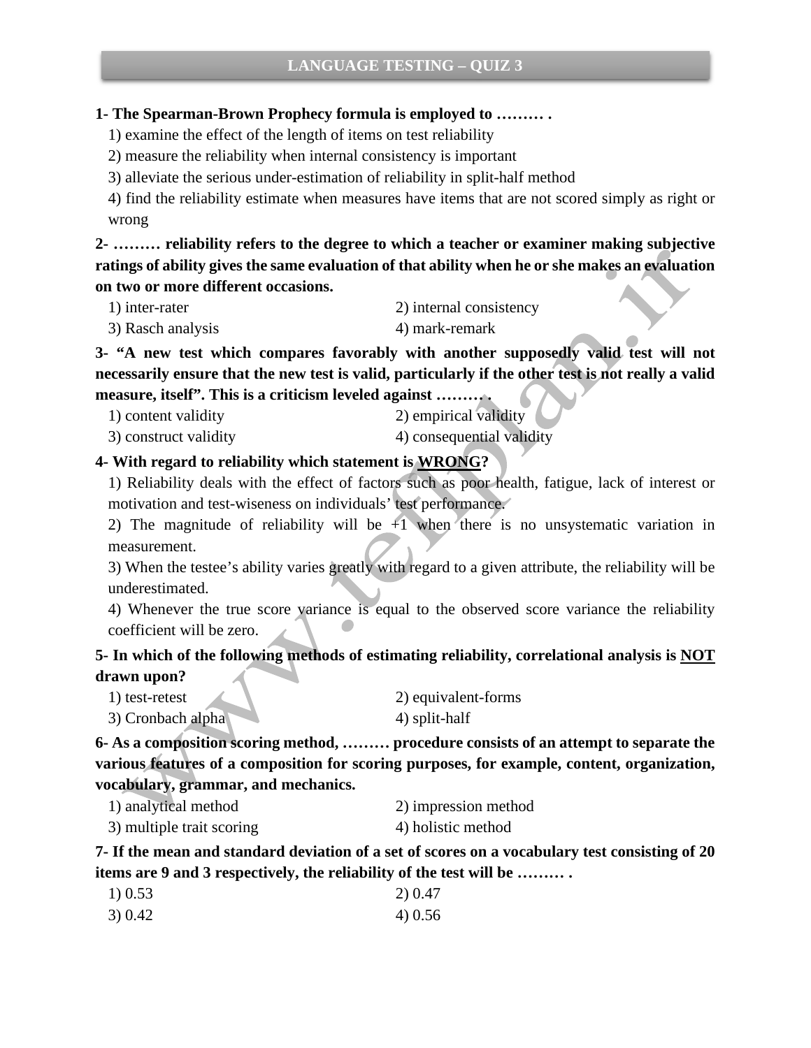## LANGUAGE TESTING – QUIZ 3

**1- The Spearman-Brown Prophecy formula is employed to ……… .**

1) examine the effect of the length of items on test reliability
2) measure the reliability when internal consistency is important
3) alleviate the serious under-estimation of reliability in split-half method
4) find the reliability estimate when measures have items that are not scored simply as right or wrong

**2- ……… reliability refers to the degree to which a teacher or examiner making subjective ratings of ability gives the same evaluation of that ability when he or she makes an evaluation on two or more different occasions.**

1) inter-rater
2) internal consistency
3) Rasch analysis
4) mark-remark

**3- "A new test which compares favorably with another supposedly valid test will not necessarily ensure that the new test is valid, particularly if the other test is not really a valid measure, itself". This is a criticism leveled against ……… .**

1) content validity
2) empirical validity
3) construct validity
4) consequential validity

**4- With regard to reliability which statement is <u>WRONG</u>?**

1) Reliability deals with the effect of factors such as poor health, fatigue, lack of interest or motivation and test-wiseness on individuals' test performance.
2) The magnitude of reliability will be +1 when there is no unsystematic variation in measurement.
3) When the testee's ability varies greatly with regard to a given attribute, the reliability will be underestimated.
4) Whenever the true score variance is equal to the observed score variance the reliability coefficient will be zero.

**5- In which of the following methods of estimating reliability, correlational analysis is <u>NOT</u> drawn upon?**

1) test-retest
2) equivalent-forms
3) Cronbach alpha
4) split-half

**6- As a composition scoring method, ……… procedure consists of an attempt to separate the various features of a composition for scoring purposes, for example, content, organization, vocabulary, grammar, and mechanics.**

1) analytical method
2) impression method
3) multiple trait scoring
4) holistic method

**7- If the mean and standard deviation of a set of scores on a vocabulary test consisting of 20 items are 9 and 3 respectively, the reliability of the test will be ……… .**

1) 0.53
2) 0.47
3) 0.42
4) 0.56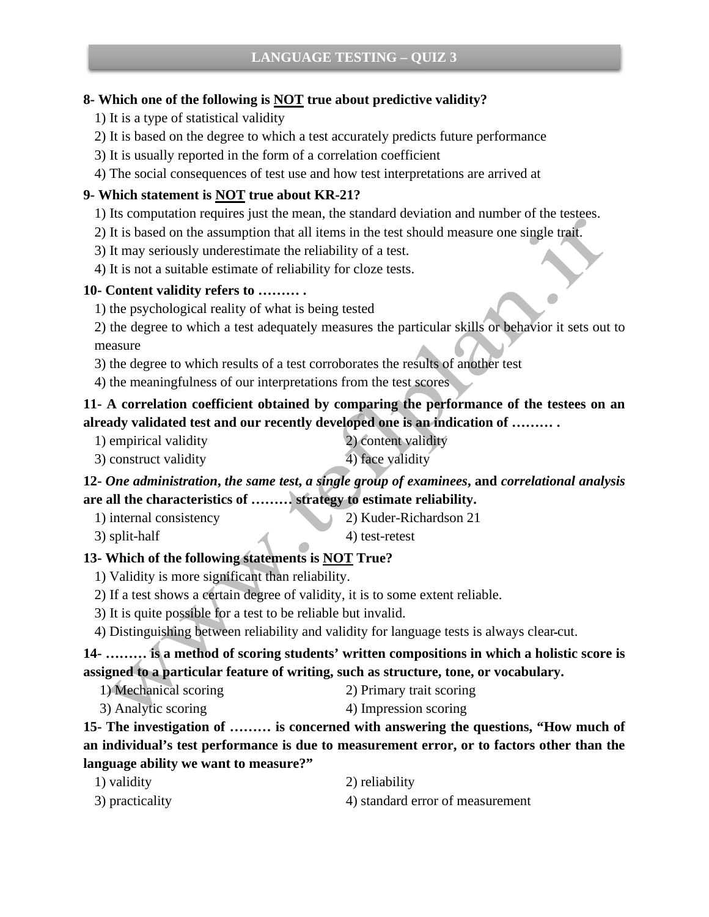**8- Which one of the following is NOT true about predictive validity?**

1) It is a type of statistical validity
2) It is based on the degree to which a test accurately predicts future performance
3) It is usually reported in the form of a correlation coefficient
4) The social consequences of test use and how test interpretations are arrived at

**9- Which statement is NOT true about KR-21?**

1) Its computation requires just the mean, the standard deviation and number of the testees.
2) It is based on the assumption that all items in the test should measure one single trait.
3) It may seriously underestimate the reliability of a test.
4) It is not a suitable estimate of reliability for cloze tests.

**10- Content validity refers to ……… .**

1) the psychological reality of what is being tested
2) the degree to which a test adequately measures the particular skills or behavior it sets out to measure
3) the degree to which results of a test corroborates the results of another test
4) the meaningfulness of our interpretations from the test scores

**11- A correlation coefficient obtained by comparing the performance of the testees on an already validated test and our recently developed one is an indication of ……… .**

1) empirical validity
2) content validity
3) construct validity
4) face validity

**12- *One administration*, *the same test*, *a single group of examinees*, and *correlational analysis* are all the characteristics of ……… strategy to estimate reliability.**

1) internal consistency
2) Kuder-Richardson 21
3) split-half
4) test-retest

**13- Which of the following statements is NOT True?**

1) Validity is more significant than reliability.
2) If a test shows a certain degree of validity, it is to some extent reliable.
3) It is quite possible for a test to be reliable but invalid.
4) Distinguishing between reliability and validity for language tests is always clear-cut.

**14- ……… is a method of scoring students' written compositions in which a holistic score is assigned to a particular feature of writing, such as structure, tone, or vocabulary.**

1) Mechanical scoring
2) Primary trait scoring
3) Analytic scoring
4) Impression scoring

**15- The investigation of ……… is concerned with answering the questions, "How much of an individual's test performance is due to measurement error, or to factors other than the language ability we want to measure?"**

1) validity
2) reliability
3) practicality
4) standard error of measurement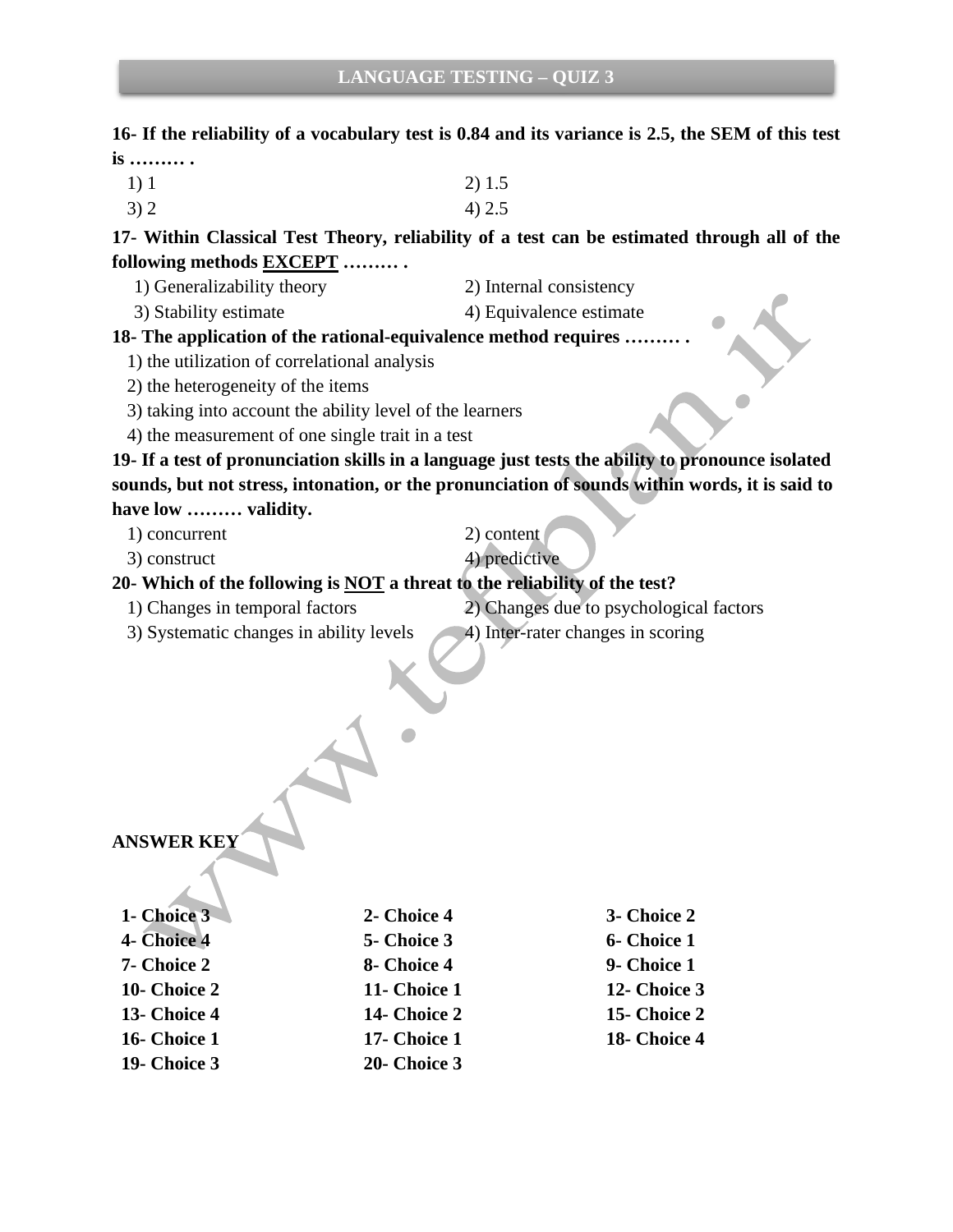**16- If the reliability of a vocabulary test is 0.84 and its variance is 2.5, the SEM of this test is ……… .**

1) 1
2) 1.5
3) 2
4) 2.5

**17- Within Classical Test Theory, reliability of a test can be estimated through all of the following methods <u>EXCEPT</u> ……… .**

1) Generalizability theory
2) Internal consistency
3) Stability estimate
4) Equivalence estimate

**18- The application of the rational-equivalence method requires ……… .**

1) the utilization of correlational analysis
2) the heterogeneity of the items
3) taking into account the ability level of the learners
4) the measurement of one single trait in a test

**19- If a test of pronunciation skills in a language just tests the ability to pronounce isolated sounds, but not stress, intonation, or the pronunciation of sounds within words, it is said to have low ……… validity.**

1) concurrent
2) content
3) construct
4) predictive

**20- Which of the following is <u>NOT</u> a threat to the reliability of the test?**

1) Changes in temporal factors
2) Changes due to psychological factors
3) Systematic changes in ability levels
4) Inter-rater changes in scoring

**ANSWER KEY**

| | | |
|---|---|---|
| **1- Choice 3** | **2- Choice 4** | **3- Choice 2** |
| **4- Choice 4** | **5- Choice 3** | **6- Choice 1** |
| **7- Choice 2** | **8- Choice 4** | **9- Choice 1** |
| **10- Choice 2** | **11- Choice 1** | **12- Choice 3** |
| **13- Choice 4** | **14- Choice 2** | **15- Choice 2** |
| **16- Choice 1** | **17- Choice 1** | **18- Choice 4** |
| **19- Choice 3** | **20- Choice 3** | |